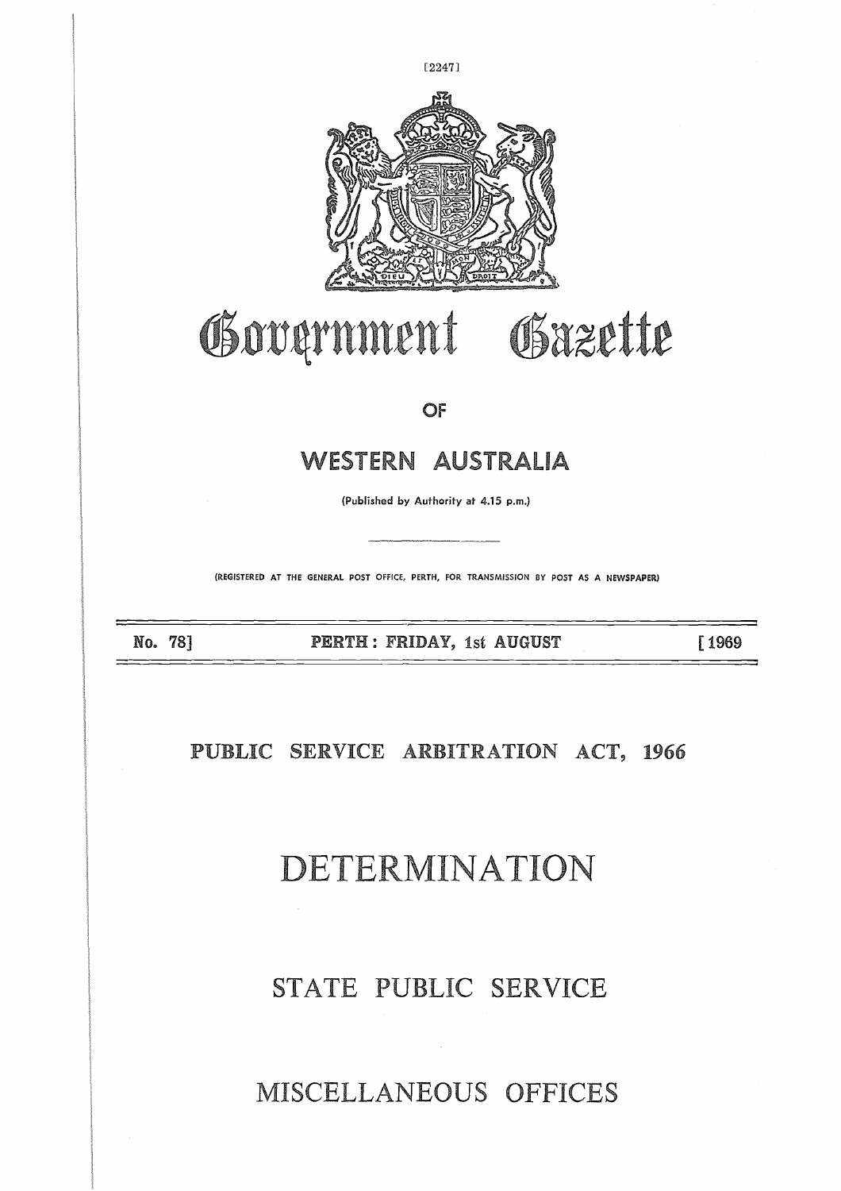# Government Gazette

OF

## WESTERN AUSTRALIA

(Published by Authority at 4.15 p.m.)

(REGISTERED AT THE GENERAL POST OFFICE, PERTH, FOR TRANSMISSION BY POST AS A NEWSPAPER)

**No. 78] PERTH: FRIDAY, 1st AUGUST [1969**

## PUBLIC SERVICE ARBITRATION ACT, 1966

# DETERMINATION

## STATE PUBLIC SERVICE

## MISCELLANEOUS OFFICES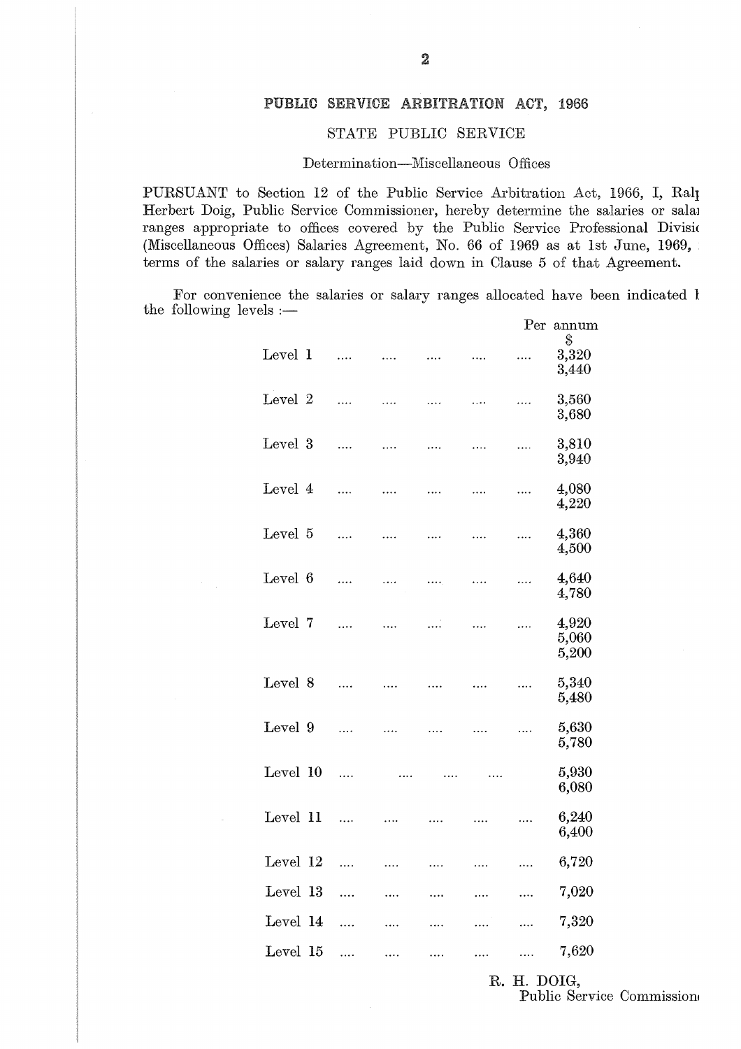## PUBLIC SERVICE ARBITRATION ACT, 1966

### STATE PUBLIC SERVICE

Determination—Miscellaneous Offices

PURSUANT to Section 12 of the Public Service Arbitration Act, 1966, I, Ralp Herbert Doig, Public Service Commissioner, hereby determine the salaries or salar ranges appropriate to offices covered by the Public Service Professional Divisio (Miscellaneous Offices) Salaries Agreement, No. 66 of 1969 as at 1st June, 1969, terms of the salaries or salary ranges laid down in Clause 5 of that Agreement.

For convenience the salaries or salary ranges allocated have been indicated b the following levels :—

| | Per annum $ |
|---|---|
| Level 1 | 3,320<br>3,440 |
| Level 2 | 3,560<br>3,680 |
| Level 3 | 3,810<br>3,940 |
| Level 4 | 4,080<br>4,220 |
| Level 5 | 4,360<br>4,500 |
| Level 6 | 4,640<br>4,780 |
| Level 7 | 4,920<br>5,060<br>5,200 |
| Level 8 | 5,340<br>5,480 |
| Level 9 | 5,630<br>5,780 |
| Level 10 | 5,930<br>6,080 |
| Level 11 | 6,240<br>6,400 |
| Level 12 | 6,720 |
| Level 13 | 7,020 |
| Level 14 | 7,320 |
| Level 15 | 7,620 |

R. H. DOIG,
Public Service Commission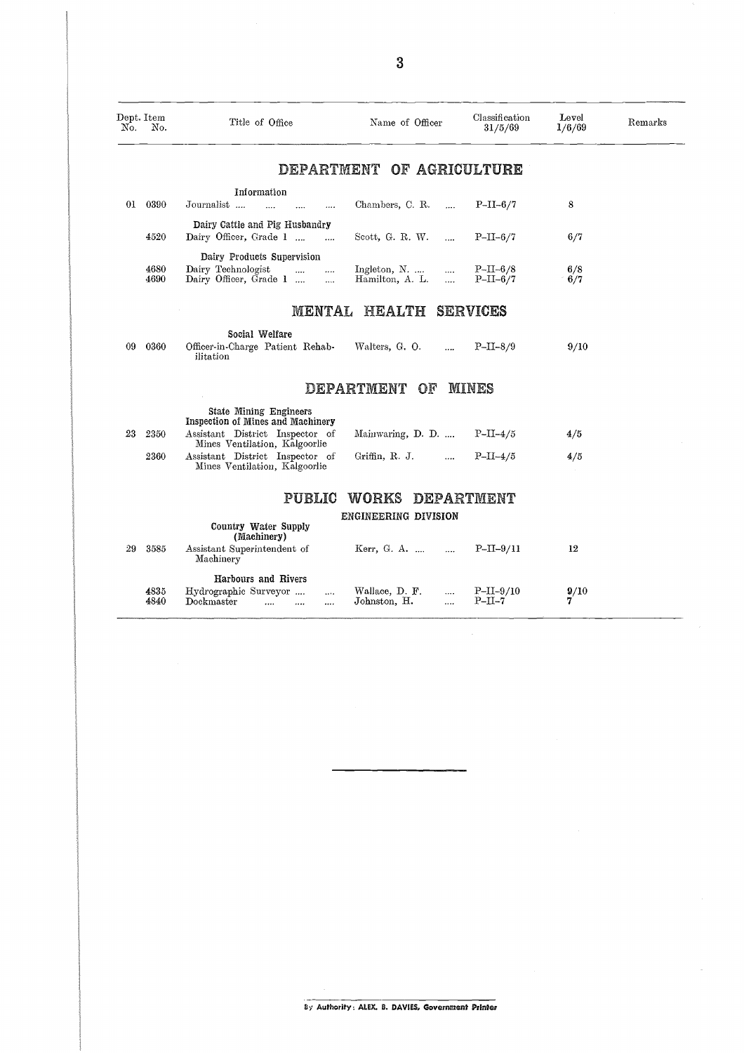| Dept. No. | Item No. | Title of Office | Name of Officer | Classification 31/5/69 | Level 1/6/69 | Remarks |
|---|---|---|---|---|---|---|
| | | **DEPARTMENT OF AGRICULTURE** | | | | |
| | | Information | | | | |
| 01 | 0390 | Journalist .... .... .... .... | Chambers, C. R. .... | P–II–6/7 | 8 | |
| | | Dairy Cattle and Pig Husbandry | | | | |
| | 4520 | Dairy Officer, Grade 1 .... .... | Scott, G. R. W. .... | P–II–6/7 | 6/7 | |
| | | Dairy Products Supervision | | | | |
| | 4680 | Dairy Technologist .... .... | Ingleton, N. .... .... | P–II–6/8 | 6/8 | |
| | 4690 | Dairy Officer, Grade 1 .... .... | Hamilton, A. L. .... | P–II–6/7 | 6/7 | |
| | | **MENTAL HEALTH SERVICES** | | | | |
| | | Social Welfare | | | | |
| 09 | 0360 | Officer-in-Charge Patient Rehabilitation | Walters, G. O. .... | P–II–8/9 | 9/10 | |
| | | **DEPARTMENT OF MINES** | | | | |
| | | State Mining Engineers Inspection of Mines and Machinery | | | | |
| 23 | 2350 | Assistant District Inspector of Mines Ventilation, Kalgoorlie | Mainwaring, D. D. .... | P–II–4/5 | 4/5 | |
| | 2360 | Assistant District Inspector of Mines Ventilation, Kalgoorlie | Griffin, R. J. .... | P–II–4/5 | 4/5 | |
| | | **PUBLIC WORKS DEPARTMENT** | | | | |
| | | ENGINEERING DIVISION | | | | |
| | | Country Water Supply (Machinery) | | | | |
| 29 | 3585 | Assistant Superintendent of Machinery | Kerr, G. A. .... .... | P–II–9/11 | 12 | |
| | | Harbours and Rivers | | | | |
| | 4835 | Hydrographic Surveyor .... .... | Wallace, D. F. .... | P–II–9/10 | 9/10 | |
| | 4840 | Dockmaster .... .... .... | Johnston, H. .... | P–II–7 | 7 | |

By Authority: ALEX. B. DAVIES, Government Printer